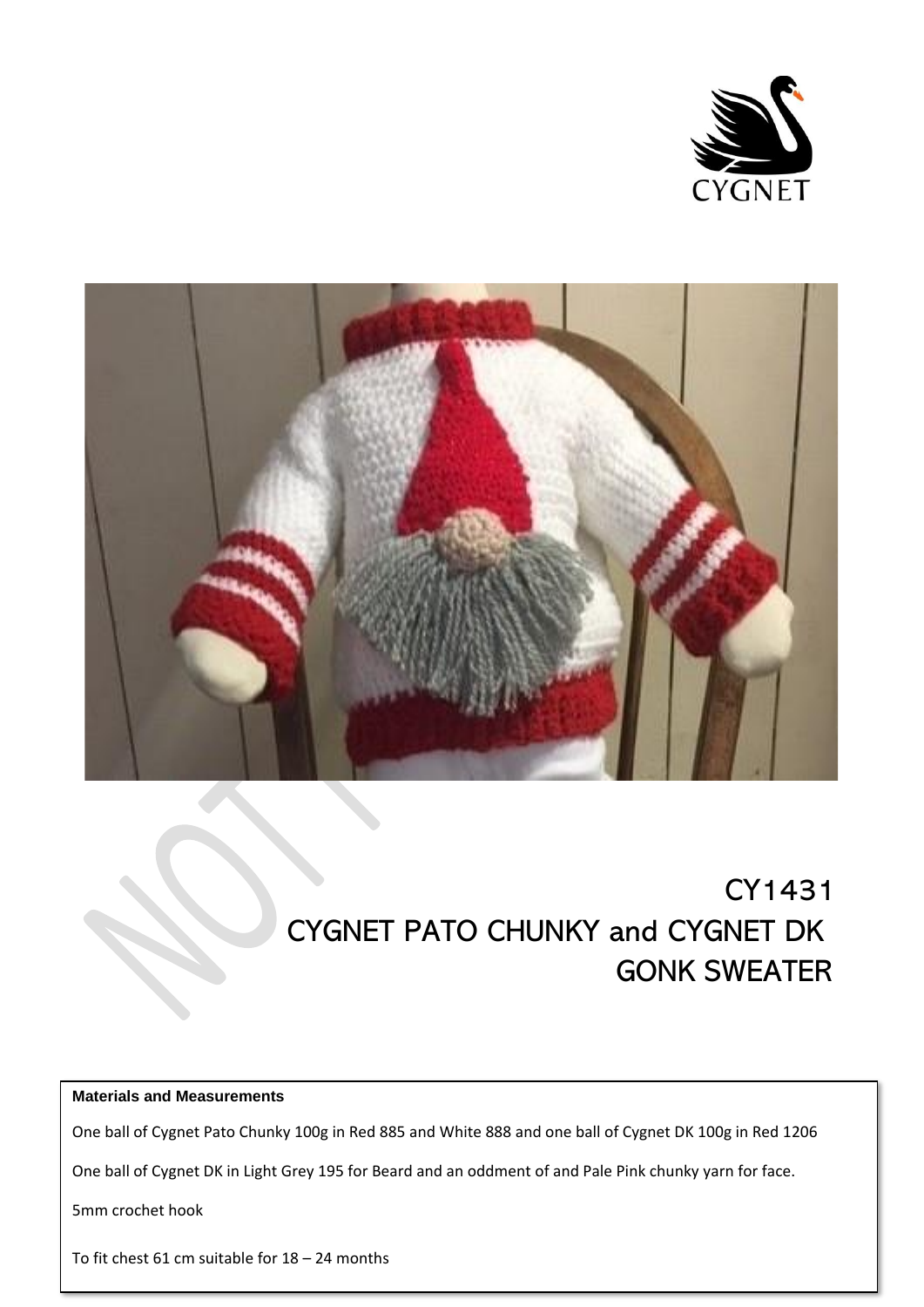# CY1431
# CYGNET PATO CHUNKY and CYGNET DK
# GONK SWEATER

**Materials and Measurements**

One ball of Cygnet Pato Chunky 100g in Red 885 and White 888 and one ball of Cygnet DK 100g in Red 1206

One ball of Cygnet DK in Light Grey 195 for Beard and an oddment of and Pale Pink chunky yarn for face.

5mm crochet hook

To fit chest 61 cm suitable for 18 – 24 months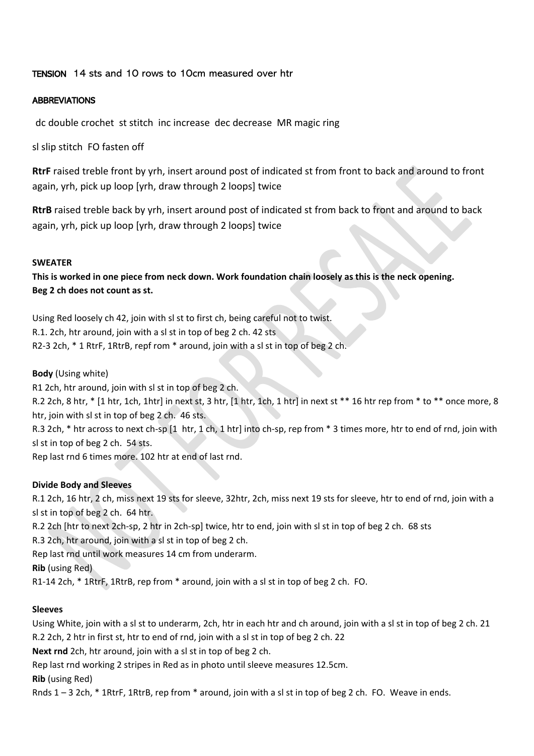**TENSION** 14 sts and 10 rows to 10cm measured over htr

**ABBREVIATIONS**

dc double crochet st stitch inc increase dec decrease MR magic ring

sl slip stitch FO fasten off

**RtrF** raised treble front by yrh, insert around post of indicated st from front to back and around to front again, yrh, pick up loop [yrh, draw through 2 loops] twice

**RtrB** raised treble back by yrh, insert around post of indicated st from back to front and around to back again, yrh, pick up loop [yrh, draw through 2 loops] twice

**SWEATER**

**This is worked in one piece from neck down. Work foundation chain loosely as this is the neck opening.**
**Beg 2 ch does not count as st.**

Using Red loosely ch 42, join with sl st to first ch, being careful not to twist.
R.1. 2ch, htr around, join with a sl st in top of beg 2 ch. 42 sts
R2-3 2ch, * 1 RtrF, 1RtrB, repf rom * around, join with a sl st in top of beg 2 ch.

**Body** (Using white)
R1 2ch, htr around, join with sl st in top of beg 2 ch.
R.2 2ch, 8 htr, * [1 htr, 1ch, 1htr] in next st, 3 htr, [1 htr, 1ch, 1 htr] in next st ** 16 htr rep from * to ** once more, 8 htr, join with sl st in top of beg 2 ch. 46 sts.
R.3 2ch, * htr across to next ch-sp [1 htr, 1 ch, 1 htr] into ch-sp, rep from * 3 times more, htr to end of rnd, join with sl st in top of beg 2 ch. 54 sts.
Rep last rnd 6 times more. 102 htr at end of last rnd.

**Divide Body and Sleeves**
R.1 2ch, 16 htr, 2 ch, miss next 19 sts for sleeve, 32htr, 2ch, miss next 19 sts for sleeve, htr to end of rnd, join with a sl st in top of beg 2 ch. 64 htr.
R.2 2ch [htr to next 2ch-sp, 2 htr in 2ch-sp] twice, htr to end, join with sl st in top of beg 2 ch. 68 sts
R.3 2ch, htr around, join with a sl st in top of beg 2 ch.
Rep last rnd until work measures 14 cm from underarm.
**Rib** (using Red)
R1-14 2ch, * 1RtrF, 1RtrB, rep from * around, join with a sl st in top of beg 2 ch. FO.

**Sleeves**
Using White, join with a sl st to underarm, 2ch, htr in each htr and ch around, join with a sl st in top of beg 2 ch. 21
R.2 2ch, 2 htr in first st, htr to end of rnd, join with a sl st in top of beg 2 ch. 22
**Next rnd** 2ch, htr around, join with a sl st in top of beg 2 ch.
Rep last rnd working 2 stripes in Red as in photo until sleeve measures 12.5cm.
**Rib** (using Red)
Rnds 1 – 3 2ch, * 1RtrF, 1RtrB, rep from * around, join with a sl st in top of beg 2 ch. FO. Weave in ends.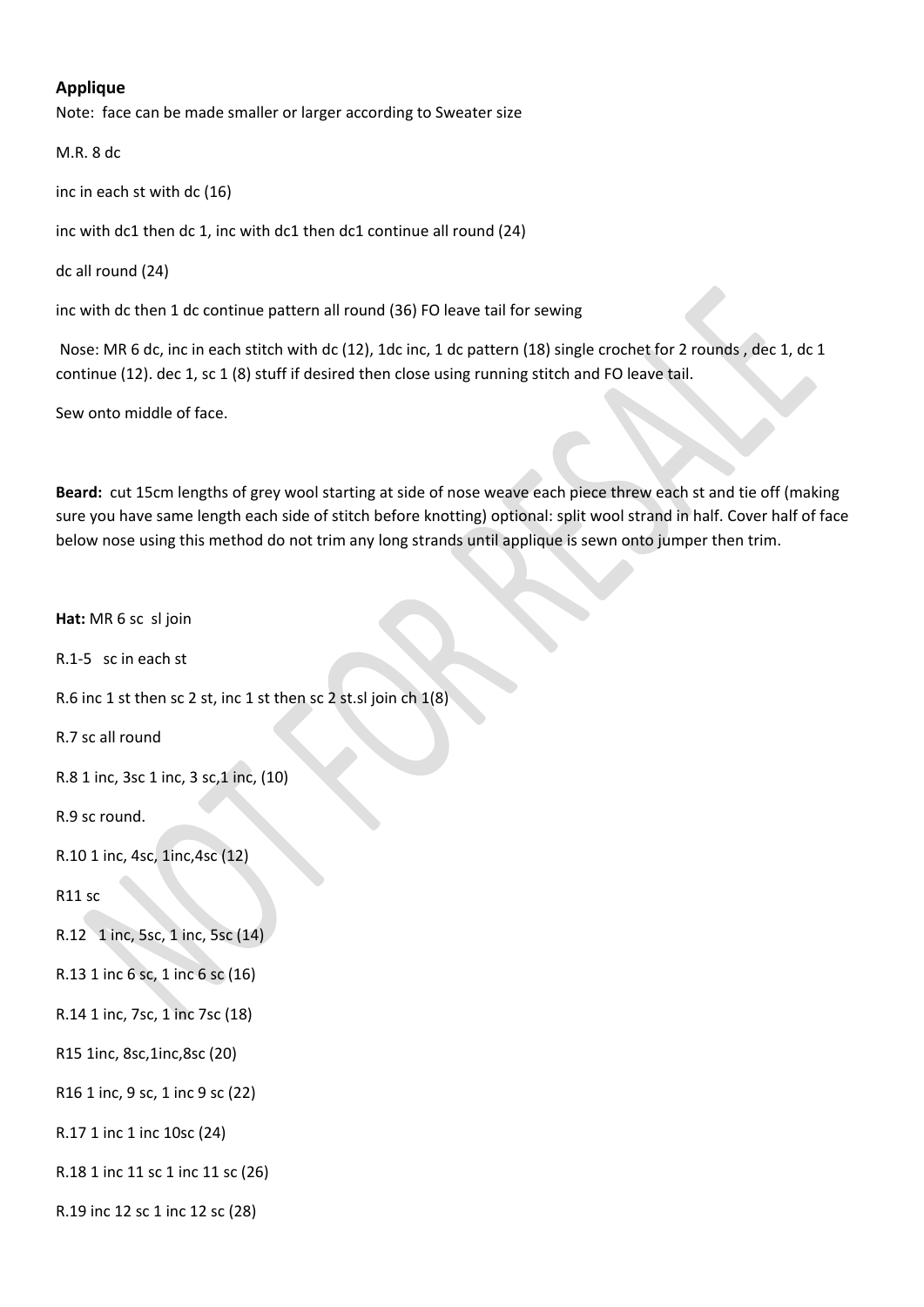**Applique**

Note: face can be made smaller or larger according to Sweater size

M.R. 8 dc

inc in each st with dc (16)

inc with dc1 then dc 1, inc with dc1 then dc1 continue all round (24)

dc all round (24)

inc with dc then 1 dc continue pattern all round (36) FO leave tail for sewing

Nose: MR 6 dc, inc in each stitch with dc (12), 1dc inc, 1 dc pattern (18) single crochet for 2 rounds , dec 1, dc 1 continue (12). dec 1, sc 1 (8) stuff if desired then close using running stitch and FO leave tail.

Sew onto middle of face.

**Beard:** cut 15cm lengths of grey wool starting at side of nose weave each piece threw each st and tie off (making sure you have same length each side of stitch before knotting) optional: split wool strand in half. Cover half of face below nose using this method do not trim any long strands until applique is sewn onto jumper then trim.

**Hat:** MR 6 sc sl join

R.1-5 sc in each st

R.6 inc 1 st then sc 2 st, inc 1 st then sc 2 st.sl join ch 1(8)

R.7 sc all round

R.8 1 inc, 3sc 1 inc, 3 sc,1 inc, (10)

R.9 sc round.

R.10 1 inc, 4sc, 1inc,4sc (12)

R11 sc

R.12 1 inc, 5sc, 1 inc, 5sc (14)

R.13 1 inc 6 sc, 1 inc 6 sc (16)

R.14 1 inc, 7sc, 1 inc 7sc (18)

R15 1inc, 8sc,1inc,8sc (20)

R16 1 inc, 9 sc, 1 inc 9 sc (22)

R.17 1 inc 1 inc 10sc (24)

R.18 1 inc 11 sc 1 inc 11 sc (26)

R.19 inc 12 sc 1 inc 12 sc (28)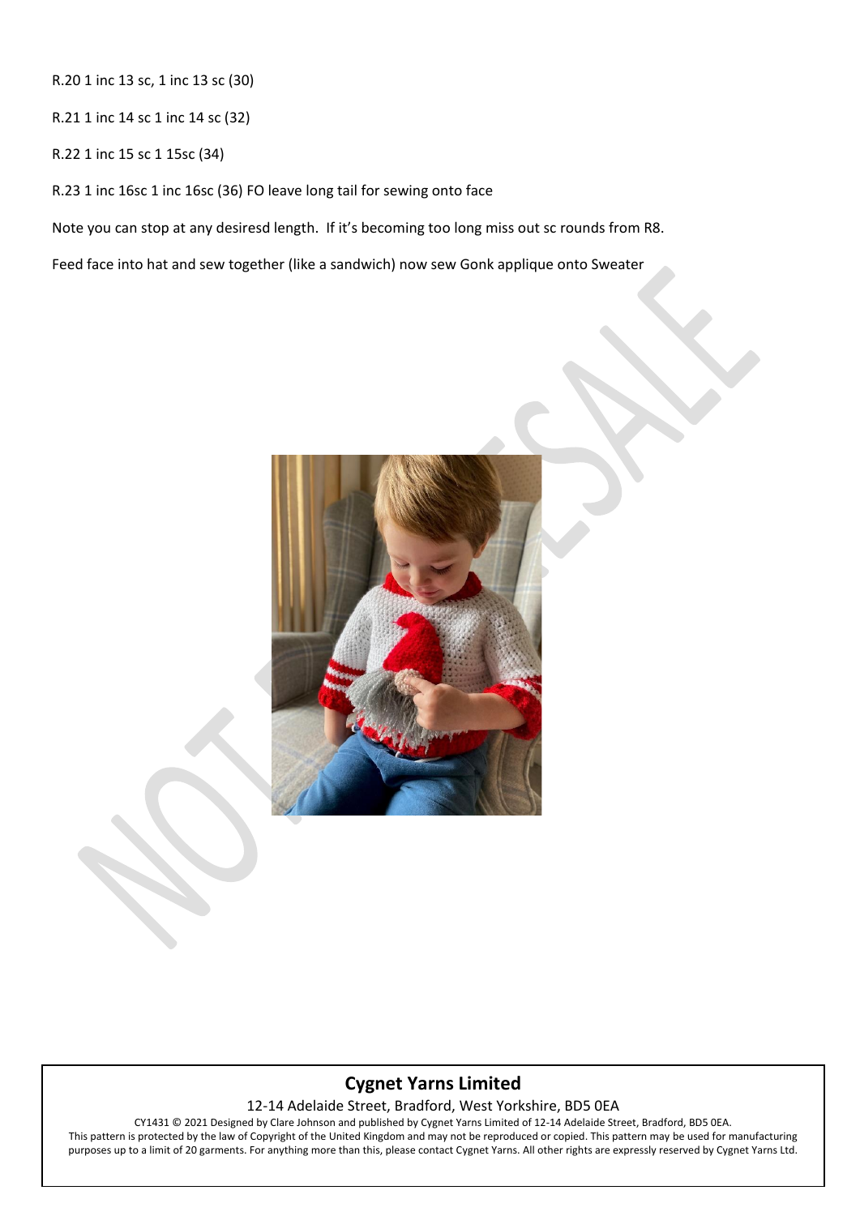R.20 1 inc 13 sc, 1 inc 13 sc (30)

R.21 1 inc 14 sc 1 inc 14 sc (32)

R.22 1 inc 15 sc 1 15sc (34)

R.23 1 inc 16sc 1 inc 16sc (36) FO leave long tail for sewing onto face

Note you can stop at any desiresd length. If it's becoming too long miss out sc rounds from R8.

Feed face into hat and sew together (like a sandwich) now sew Gonk applique onto Sweater

## Cygnet Yarns Limited

12-14 Adelaide Street, Bradford, West Yorkshire, BD5 0EA

CY1431 © 2021 Designed by Clare Johnson and published by Cygnet Yarns Limited of 12-14 Adelaide Street, Bradford, BD5 0EA. This pattern is protected by the law of Copyright of the United Kingdom and may not be reproduced or copied. This pattern may be used for manufacturing purposes up to a limit of 20 garments. For anything more than this, please contact Cygnet Yarns. All other rights are expressly reserved by Cygnet Yarns Ltd.